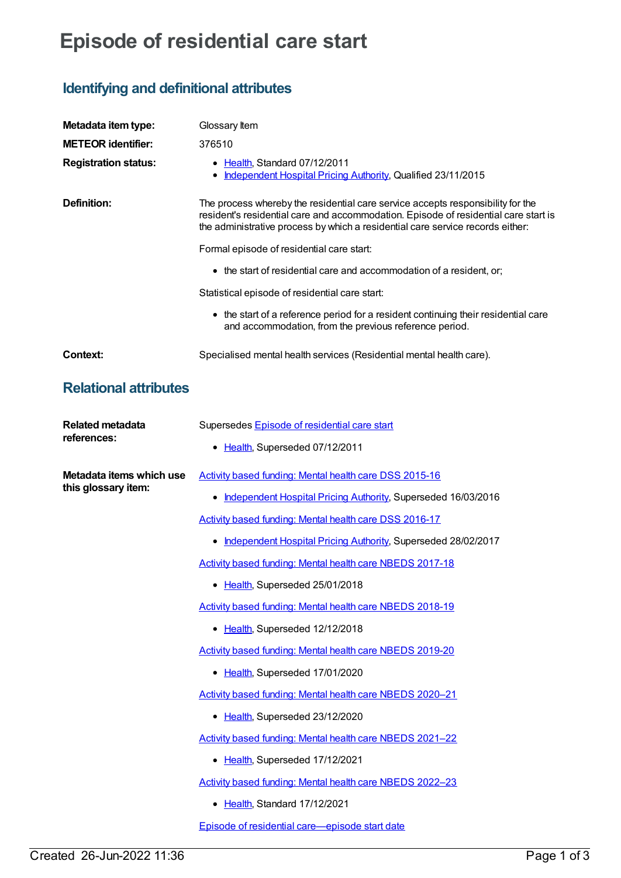# Episode of residential care start

## Identifying and definitional attributes

**Metadata item type:** Glossary Item

**METEOR identifier:** 376510

**Registration status:**

- Health, Standard 07/12/2011
- Independent Hospital Pricing Authority, Qualified 23/11/2015

**Definition:** The process whereby the residential care service accepts responsibility for the resident's residential care and accommodation. Episode of residential care start is the administrative process by which a residential care service records either:

Formal episode of residential care start:

- the start of residential care and accommodation of a resident, or;

Statistical episode of residential care start:

- the start of a reference period for a resident continuing their residential care and accommodation, from the previous reference period.

**Context:** Specialised mental health services (Residential mental health care).

## Relational attributes

**Related metadata references:** Supersedes Episode of residential care start

- Health, Superseded 07/12/2011

**Metadata items which use this glossary item:**

Activity based funding: Mental health care DSS 2015-16

- Independent Hospital Pricing Authority, Superseded 16/03/2016

Activity based funding: Mental health care DSS 2016-17

- Independent Hospital Pricing Authority, Superseded 28/02/2017

Activity based funding: Mental health care NBEDS 2017-18

- Health, Superseded 25/01/2018

Activity based funding: Mental health care NBEDS 2018-19

- Health, Superseded 12/12/2018

Activity based funding: Mental health care NBEDS 2019-20

- Health, Superseded 17/01/2020

Activity based funding: Mental health care NBEDS 2020–21

- Health, Superseded 23/12/2020

Activity based funding: Mental health care NBEDS 2021–22

- Health, Superseded 17/12/2021

Activity based funding: Mental health care NBEDS 2022–23

- Health, Standard 17/12/2021

Episode of residential care—episode start date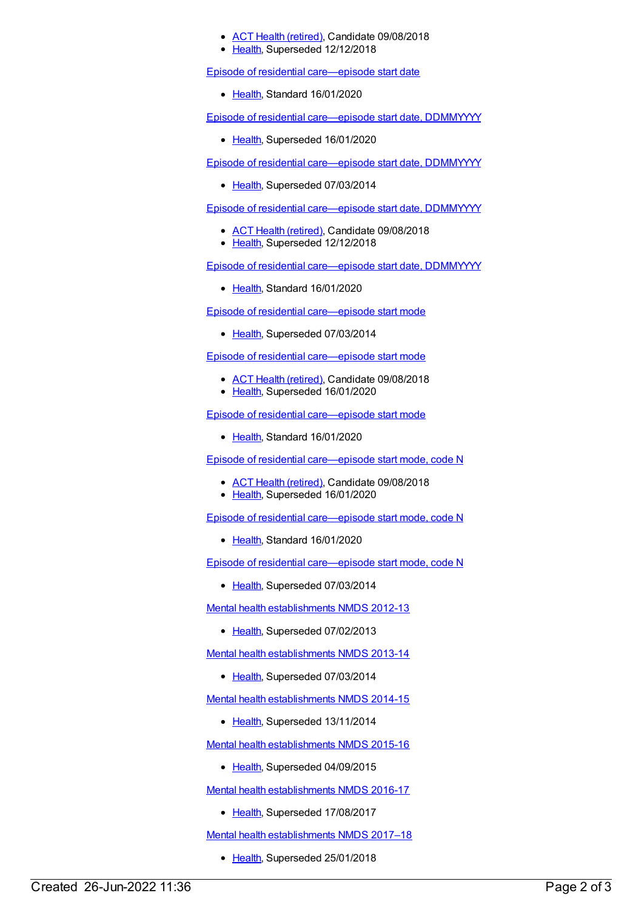- ACT Health (retired), Candidate 09/08/2018
- Health, Superseded 12/12/2018

Episode of residential care—episode start date

- Health, Standard 16/01/2020

Episode of residential care—episode start date, DDMMYYYY

- Health, Superseded 16/01/2020

Episode of residential care—episode start date, DDMMYYYY

- Health, Superseded 07/03/2014

Episode of residential care—episode start date, DDMMYYYY

- ACT Health (retired), Candidate 09/08/2018
- Health, Superseded 12/12/2018

Episode of residential care—episode start date, DDMMYYYY

- Health, Standard 16/01/2020

Episode of residential care—episode start mode

- Health, Superseded 07/03/2014

Episode of residential care—episode start mode

- ACT Health (retired), Candidate 09/08/2018
- Health, Superseded 16/01/2020

Episode of residential care—episode start mode

- Health, Standard 16/01/2020

Episode of residential care—episode start mode, code N

- ACT Health (retired), Candidate 09/08/2018
- Health, Superseded 16/01/2020

Episode of residential care—episode start mode, code N

- Health, Standard 16/01/2020

Episode of residential care—episode start mode, code N

- Health, Superseded 07/03/2014

Mental health establishments NMDS 2012-13

- Health, Superseded 07/02/2013

Mental health establishments NMDS 2013-14

- Health, Superseded 07/03/2014

Mental health establishments NMDS 2014-15

- Health, Superseded 13/11/2014

Mental health establishments NMDS 2015-16

- Health, Superseded 04/09/2015

Mental health establishments NMDS 2016-17

- Health, Superseded 17/08/2017

Mental health establishments NMDS 2017–18

- Health, Superseded 25/01/2018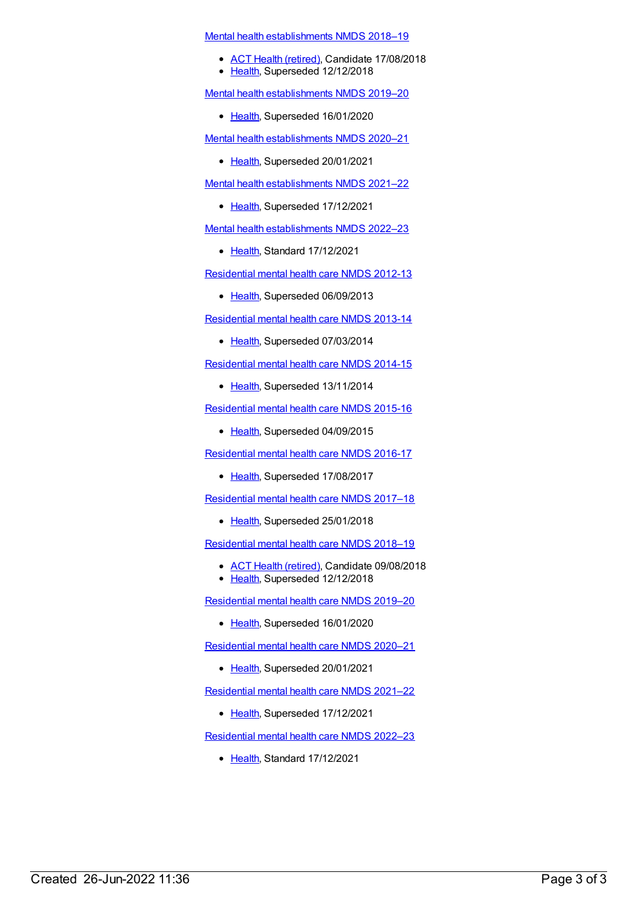Mental health establishments NMDS 2018–19

- ACT Health (retired), Candidate 17/08/2018
- Health, Superseded 12/12/2018

Mental health establishments NMDS 2019–20

- Health, Superseded 16/01/2020

Mental health establishments NMDS 2020–21

- Health, Superseded 20/01/2021

Mental health establishments NMDS 2021–22

- Health, Superseded 17/12/2021

Mental health establishments NMDS 2022–23

- Health, Standard 17/12/2021

Residential mental health care NMDS 2012-13

- Health, Superseded 06/09/2013

Residential mental health care NMDS 2013-14

- Health, Superseded 07/03/2014

Residential mental health care NMDS 2014-15

- Health, Superseded 13/11/2014

Residential mental health care NMDS 2015-16

- Health, Superseded 04/09/2015

Residential mental health care NMDS 2016-17

- Health, Superseded 17/08/2017

Residential mental health care NMDS 2017–18

- Health, Superseded 25/01/2018

Residential mental health care NMDS 2018–19

- ACT Health (retired), Candidate 09/08/2018
- Health, Superseded 12/12/2018

Residential mental health care NMDS 2019–20

- Health, Superseded 16/01/2020

Residential mental health care NMDS 2020–21

- Health, Superseded 20/01/2021

Residential mental health care NMDS 2021–22

- Health, Superseded 17/12/2021

Residential mental health care NMDS 2022–23

- Health, Standard 17/12/2021